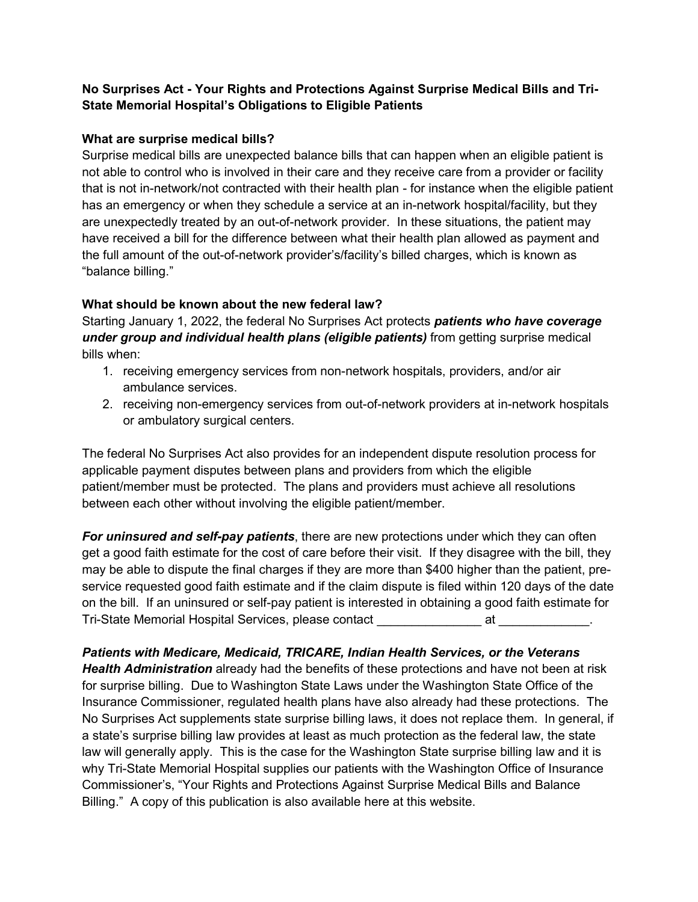**No Surprises Act - Your Rights and Protections Against Surprise Medical Bills and Tri-State Memorial Hospital's Obligations to Eligible Patients**

**What are surprise medical bills?**

Surprise medical bills are unexpected balance bills that can happen when an eligible patient is not able to control who is involved in their care and they receive care from a provider or facility that is not in-network/not contracted with their health plan - for instance when the eligible patient has an emergency or when they schedule a service at an in-network hospital/facility, but they are unexpectedly treated by an out-of-network provider. In these situations, the patient may have received a bill for the difference between what their health plan allowed as payment and the full amount of the out-of-network provider's/facility's billed charges, which is known as "balance billing."

**What should be known about the new federal law?**

Starting January 1, 2022, the federal No Surprises Act protects ***patients who have coverage under group and individual health plans (eligible patients)*** from getting surprise medical bills when:

1. receiving emergency services from non-network hospitals, providers, and/or air ambulance services.
2. receiving non-emergency services from out-of-network providers at in-network hospitals or ambulatory surgical centers.

The federal No Surprises Act also provides for an independent dispute resolution process for applicable payment disputes between plans and providers from which the eligible patient/member must be protected. The plans and providers must achieve all resolutions between each other without involving the eligible patient/member.

***For uninsured and self-pay patients***, there are new protections under which they can often get a good faith estimate for the cost of care before their visit. If they disagree with the bill, they may be able to dispute the final charges if they are more than $400 higher than the patient, pre-service requested good faith estimate and if the claim dispute is filed within 120 days of the date on the bill. If an uninsured or self-pay patient is interested in obtaining a good faith estimate for Tri-State Memorial Hospital Services, please contact _______________ at _____________.

***Patients with Medicare, Medicaid, TRICARE, Indian Health Services, or the Veterans Health Administration*** already had the benefits of these protections and have not been at risk for surprise billing. Due to Washington State Laws under the Washington State Office of the Insurance Commissioner, regulated health plans have also already had these protections. The No Surprises Act supplements state surprise billing laws, it does not replace them. In general, if a state's surprise billing law provides at least as much protection as the federal law, the state law will generally apply. This is the case for the Washington State surprise billing law and it is why Tri-State Memorial Hospital supplies our patients with the Washington Office of Insurance Commissioner's, "Your Rights and Protections Against Surprise Medical Bills and Balance Billing." A copy of this publication is also available here at this website.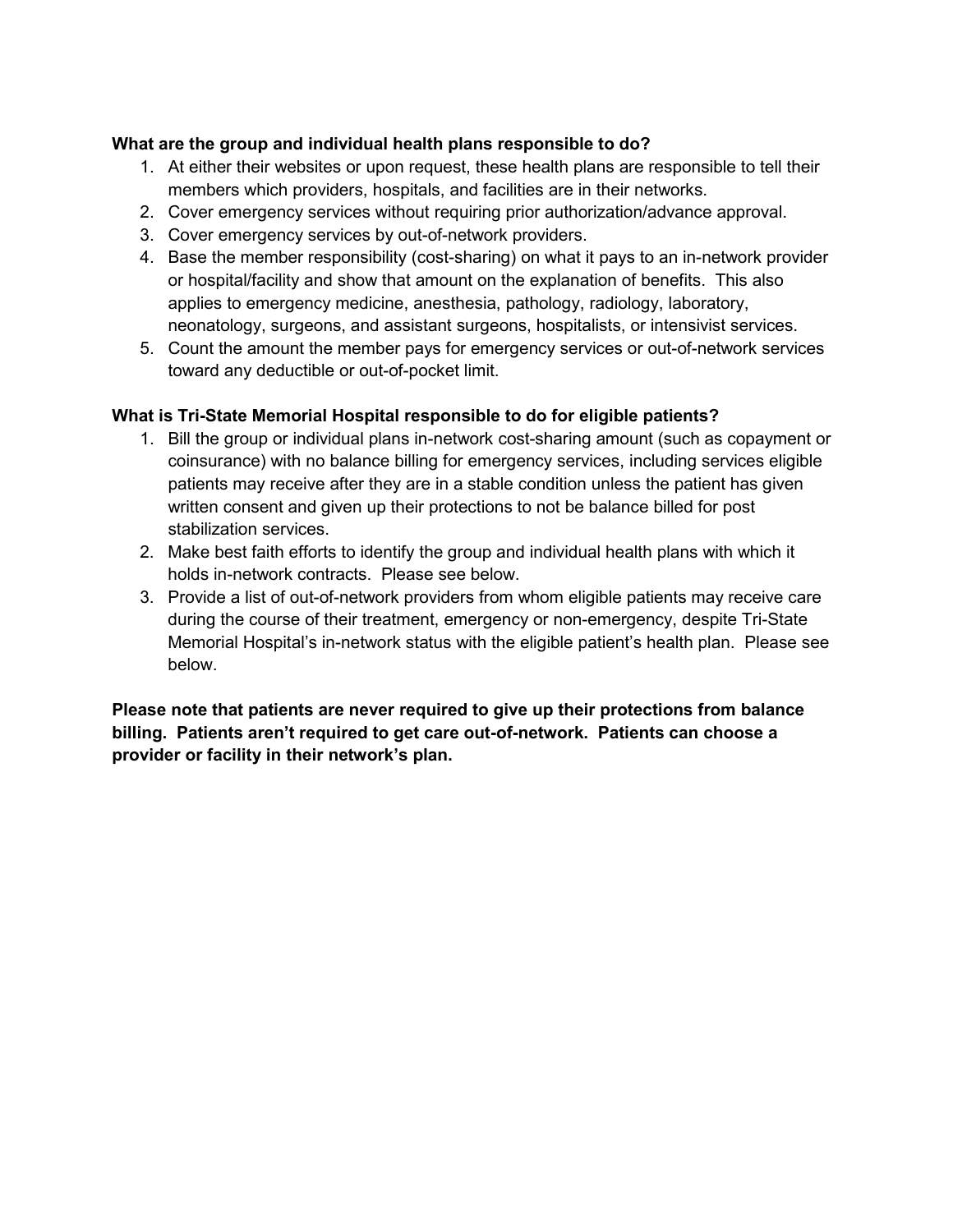**What are the group and individual health plans responsible to do?**

1. At either their websites or upon request, these health plans are responsible to tell their members which providers, hospitals, and facilities are in their networks.
2. Cover emergency services without requiring prior authorization/advance approval.
3. Cover emergency services by out-of-network providers.
4. Base the member responsibility (cost-sharing) on what it pays to an in-network provider or hospital/facility and show that amount on the explanation of benefits. This also applies to emergency medicine, anesthesia, pathology, radiology, laboratory, neonatology, surgeons, and assistant surgeons, hospitalists, or intensivist services.
5. Count the amount the member pays for emergency services or out-of-network services toward any deductible or out-of-pocket limit.

**What is Tri-State Memorial Hospital responsible to do for eligible patients?**

1. Bill the group or individual plans in-network cost-sharing amount (such as copayment or coinsurance) with no balance billing for emergency services, including services eligible patients may receive after they are in a stable condition unless the patient has given written consent and given up their protections to not be balance billed for post stabilization services.
2. Make best faith efforts to identify the group and individual health plans with which it holds in-network contracts. Please see below.
3. Provide a list of out-of-network providers from whom eligible patients may receive care during the course of their treatment, emergency or non-emergency, despite Tri-State Memorial Hospital's in-network status with the eligible patient's health plan. Please see below.

**Please note that patients are never required to give up their protections from balance billing. Patients aren't required to get care out-of-network. Patients can choose a provider or facility in their network's plan.**